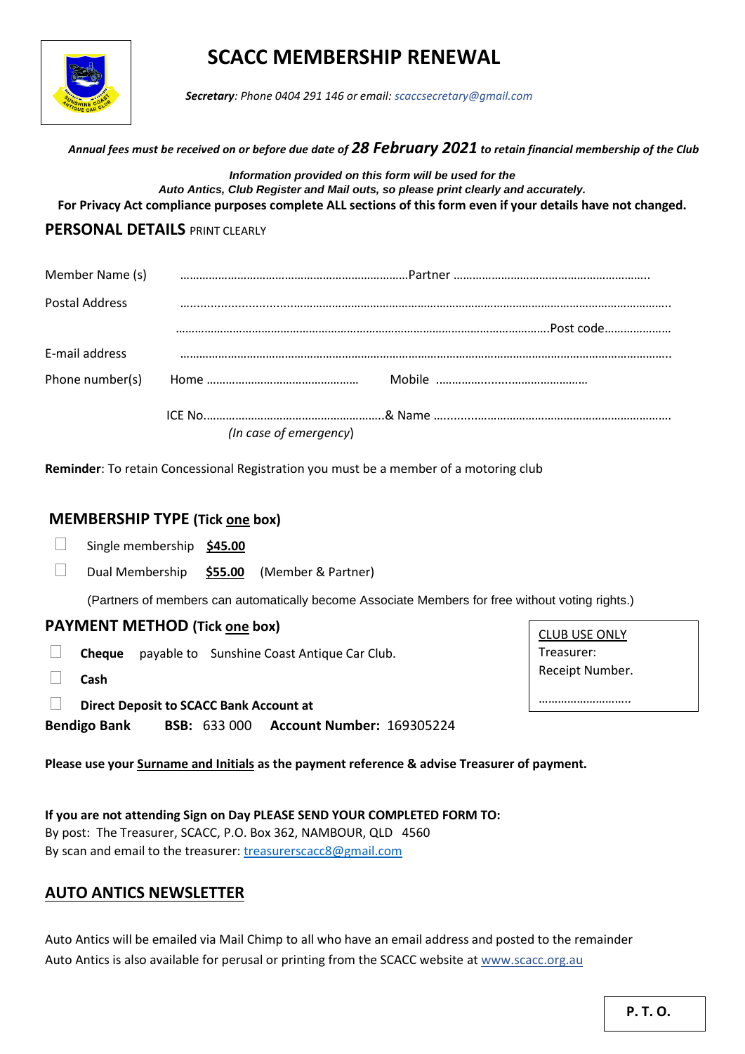# SCACC MEMBERSHIP RENEWAL

***Secretary**: Phone 0404 291 146 or email: scaccsecretary@gmail.com*

***Annual fees must be received on or before due date of 28 February 2021 to retain financial membership of the Club***

***Information provided on this form will be used for the***
***Auto Antics, Club Register and Mail outs, so please print clearly and accurately.***
**For Privacy Act compliance purposes complete ALL sections of this form even if your details have not changed.**

## PERSONAL DETAILS PRINT CLEARLY

Member Name (s) ……………………………………………………………Partner …………………………………………………..

Postal Address ……………………………………………………………………………………………………………………………

……………………………………………………………………………………………………Post code…………………

E-mail address ……………………………………………………………………………………………………………………………

Phone number(s) Home ………………………………………… Mobile …………………………………………

ICE No.…………………………………………………..& Name ………………………………………………………………
*(In case of emergency)*

**Reminder**: To retain Concessional Registration you must be a member of a motoring club

## MEMBERSHIP TYPE (Tick one box)

- ☐ Single membership **$45.00**
- ☐ Dual Membership **$55.00** (Member & Partner)

(Partners of members can automatically become Associate Members for free without voting rights.)

## PAYMENT METHOD (Tick one box)

- ☐ **Cheque** payable to Sunshine Coast Antique Car Club.
- ☐ **Cash**
- ☐ **Direct Deposit to SCACC Bank Account at**

**Bendigo Bank** **BSB:** 633 000 **Account Number:** 169305224

| CLUB USE ONLY |
|---|
| Treasurer: |
| Receipt Number. |
| ……………………… |

**Please use your Surname and Initials as the payment reference & advise Treasurer of payment.**

**If you are not attending Sign on Day PLEASE SEND YOUR COMPLETED FORM TO:**
By post: The Treasurer, SCACC, P.O. Box 362, NAMBOUR, QLD 4560
By scan and email to the treasurer: treasurerscacc8@gmail.com

## AUTO ANTICS NEWSLETTER

Auto Antics will be emailed via Mail Chimp to all who have an email address and posted to the remainder
Auto Antics is also available for perusal or printing from the SCACC website at www.scacc.org.au

**P. T. O.**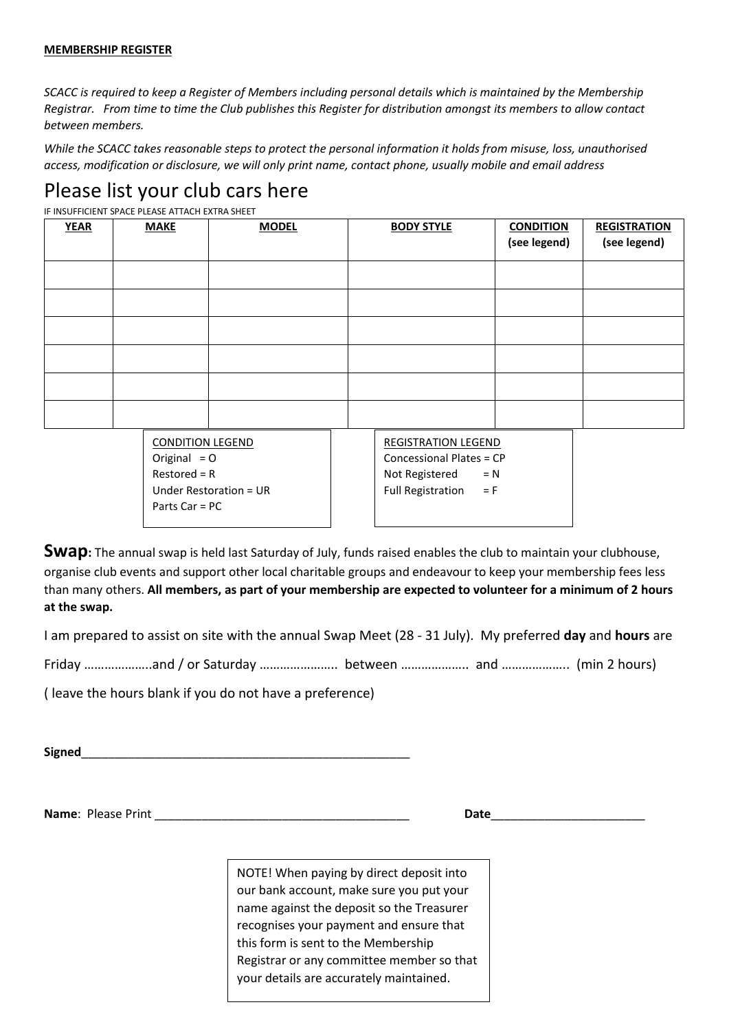**MEMBERSHIP REGISTER**

*SCACC is required to keep a Register of Members including personal details which is maintained by the Membership Registrar. From time to time the Club publishes this Register for distribution amongst its members to allow contact between members.*

*While the SCACC takes reasonable steps to protect the personal information it holds from misuse, loss, unauthorised access, modification or disclosure, we will only print name, contact phone, usually mobile and email address*

# Please list your club cars here

IF INSUFFICIENT SPACE PLEASE ATTACH EXTRA SHEET

| YEAR | MAKE | MODEL | BODY STYLE | CONDITION (see legend) | REGISTRATION (see legend) |
|---|---|---|---|---|---|
| | | | | | |
| | | | | | |
| | | | | | |
| | | | | | |
| | | | | | |
| | | | | | |

CONDITION LEGEND
Original = O
Restored = R
Under Restoration = UR
Parts Car = PC

REGISTRATION LEGEND
Concessional Plates = CP
Not Registered = N
Full Registration = F

**Swap:** The annual swap is held last Saturday of July, funds raised enables the club to maintain your clubhouse, organise club events and support other local charitable groups and endeavour to keep your membership fees less than many others. **All members, as part of your membership are expected to volunteer for a minimum of 2 hours at the swap.**

I am prepared to assist on site with the annual Swap Meet (28 - 31 July). My preferred **day** and **hours** are

Friday ……………….and / or Saturday ………………….. between ………………. and ………………. (min 2 hours)

( leave the hours blank if you do not have a preference)

**Signed**_______________________________________________

**Name**: Please Print _____________________________________ **Date**______________________

NOTE! When paying by direct deposit into our bank account, make sure you put your name against the deposit so the Treasurer recognises your payment and ensure that this form is sent to the Membership Registrar or any committee member so that your details are accurately maintained.